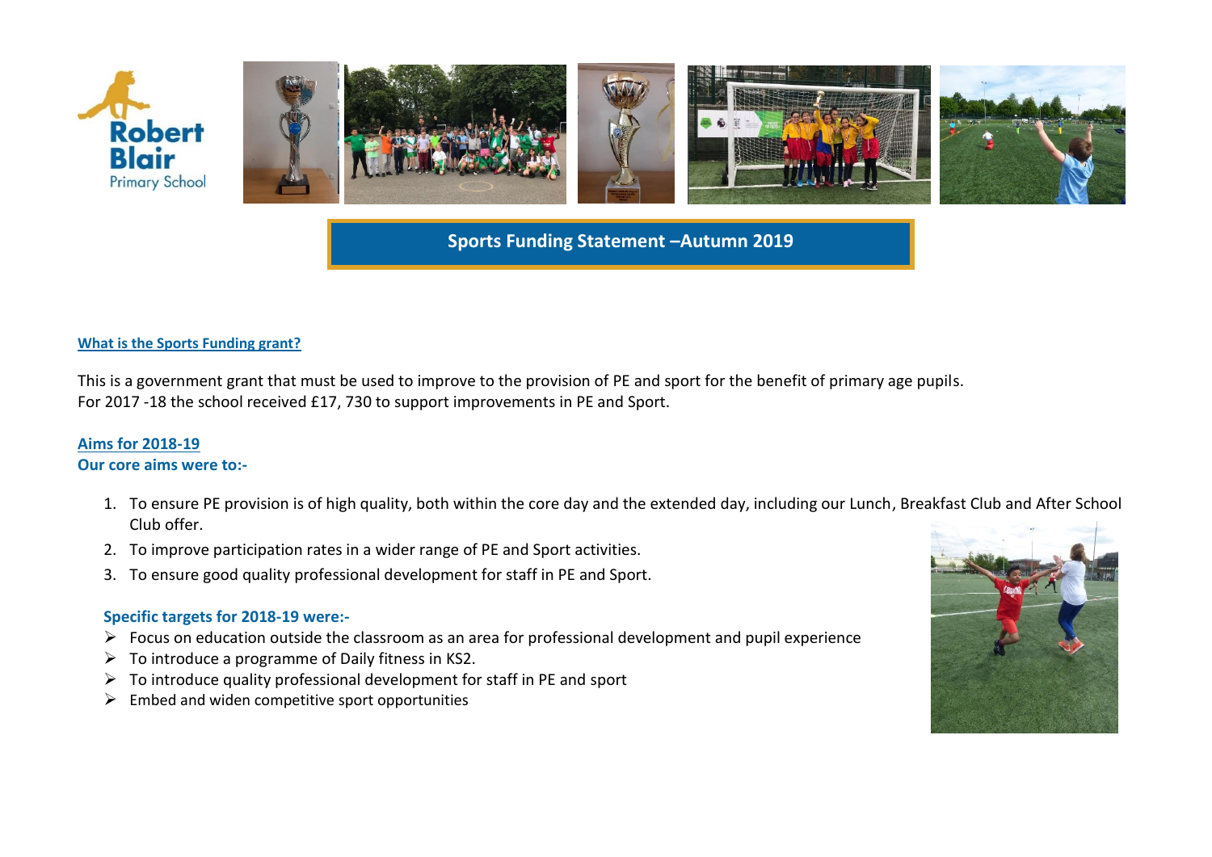Robert Blair Primary School

# Sports Funding Statement –Autumn 2019

## What is the Sports Funding grant?

This is a government grant that must be used to improve to the provision of PE and sport for the benefit of primary age pupils.
For 2017 -18 the school received £17, 730 to support improvements in PE and Sport.

## Aims for 2018-19

**Our core aims were to:-**

1. To ensure PE provision is of high quality, both within the core day and the extended day, including our Lunch, Breakfast Club and After School Club offer.
2. To improve participation rates in a wider range of PE and Sport activities.
3. To ensure good quality professional development for staff in PE and Sport.

### Specific targets for 2018-19 were:-

- Focus on education outside the classroom as an area for professional development and pupil experience
- To introduce a programme of Daily fitness in KS2.
- To introduce quality professional development for staff in PE and sport
- Embed and widen competitive sport opportunities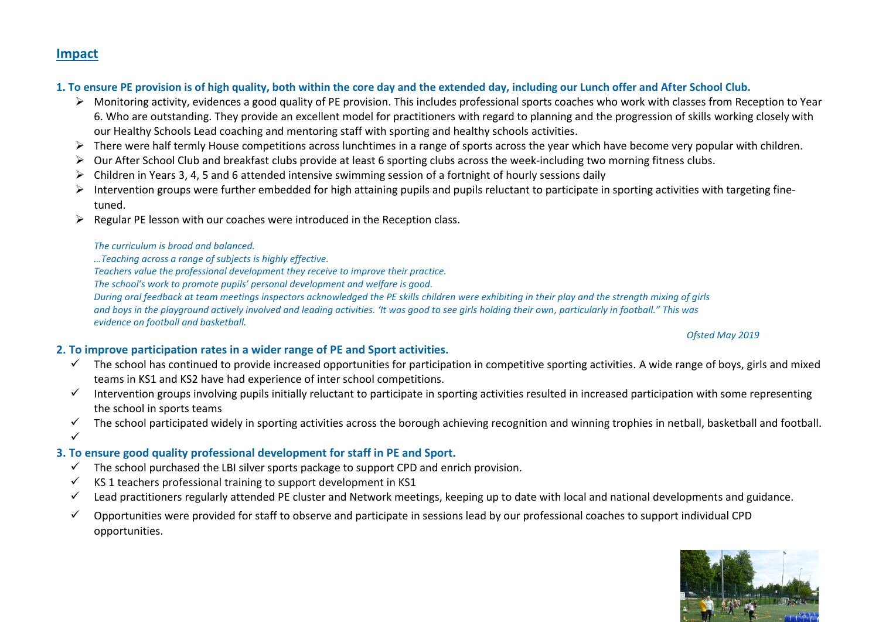## Impact

### 1. To ensure PE provision is of high quality, both within the core day and the extended day, including our Lunch offer and After School Club.

- Monitoring activity, evidences a good quality of PE provision. This includes professional sports coaches who work with classes from Reception to Year 6. Who are outstanding. They provide an excellent model for practitioners with regard to planning and the progression of skills working closely with our Healthy Schools Lead coaching and mentoring staff with sporting and healthy schools activities.
- There were half termly House competitions across lunchtimes in a range of sports across the year which have become very popular with children.
- Our After School Club and breakfast clubs provide at least 6 sporting clubs across the week-including two morning fitness clubs.
- Children in Years 3, 4, 5 and 6 attended intensive swimming session of a fortnight of hourly sessions daily
- Intervention groups were further embedded for high attaining pupils and pupils reluctant to participate in sporting activities with targeting fine-tuned.
- Regular PE lesson with our coaches were introduced in the Reception class.

*The curriculum is broad and balanced.*
*…Teaching across a range of subjects is highly effective.*
*Teachers value the professional development they receive to improve their practice.*
*The school's work to promote pupils' personal development and welfare is good.*
*During oral feedback at team meetings inspectors acknowledged the PE skills children were exhibiting in their play and the strength mixing of girls and boys in the playground actively involved and leading activities. 'It was good to see girls holding their own, particularly in football." This was evidence on football and basketball.*

*Ofsted May 2019*

### 2. To improve participation rates in a wider range of PE and Sport activities.

- ✓ The school has continued to provide increased opportunities for participation in competitive sporting activities. A wide range of boys, girls and mixed teams in KS1 and KS2 have had experience of inter school competitions.
- ✓ Intervention groups involving pupils initially reluctant to participate in sporting activities resulted in increased participation with some representing the school in sports teams
- ✓ The school participated widely in sporting activities across the borough achieving recognition and winning trophies in netball, basketball and football.
- ✓

### 3. To ensure good quality professional development for staff in PE and Sport.

- ✓ The school purchased the LBI silver sports package to support CPD and enrich provision.
- ✓ KS 1 teachers professional training to support development in KS1
- ✓ Lead practitioners regularly attended PE cluster and Network meetings, keeping up to date with local and national developments and guidance.
- ✓ Opportunities were provided for staff to observe and participate in sessions lead by our professional coaches to support individual CPD opportunities.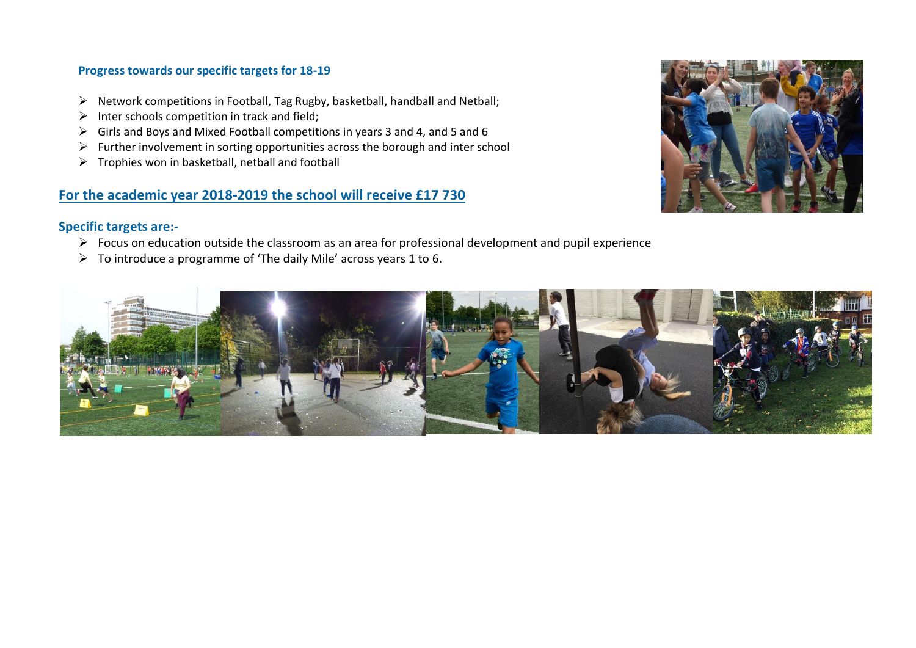### Progress towards our specific targets for 18-19

- Network competitions in Football, Tag Rugby, basketball, handball and Netball;
- Inter schools competition in track and field;
- Girls and Boys and Mixed Football competitions in years 3 and 4, and 5 and 6
- Further involvement in sorting opportunities across the borough and inter school
- Trophies won in basketball, netball and football

## For the academic year 2018-2019 the school will receive £17 730

### Specific targets are:-

- Focus on education outside the classroom as an area for professional development and pupil experience
- To introduce a programme of 'The daily Mile' across years 1 to 6.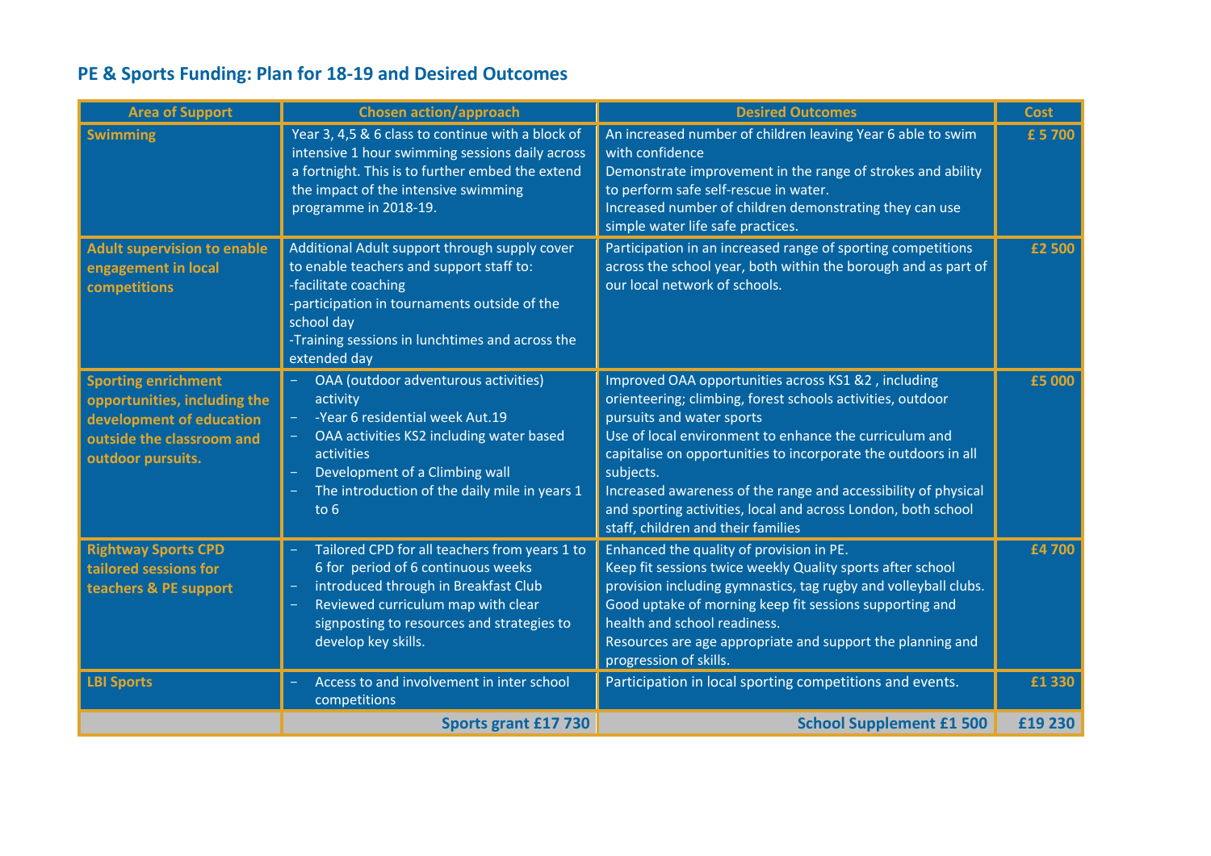## PE & Sports Funding: Plan for 18-19 and Desired Outcomes

| Area of Support | Chosen action/approach | Desired Outcomes | Cost |
|---|---|---|---|
| **Swimming** | Year 3, 4,5 & 6 class to continue with a block of intensive 1 hour swimming sessions daily across a fortnight. This is to further embed the extend the impact of the intensive swimming programme in 2018-19. | An increased number of children leaving Year 6 able to swim with confidence<br>Demonstrate improvement in the range of strokes and ability to perform safe self-rescue in water.<br>Increased number of children demonstrating they can use simple water life safe practices. | **£ 5 700** |
| **Adult supervision to enable engagement in local competitions** | Additional Adult support through supply cover to enable teachers and support staff to:<br>-facilitate coaching<br>-participation in tournaments outside of the school day<br>-Training sessions in lunchtimes and across the extended day | Participation in an increased range of sporting competitions across the school year, both within the borough and as part of our local network of schools. | **£2 500** |
| **Sporting enrichment opportunities, including the development of education outside the classroom and outdoor pursuits.** | – OAA (outdoor adventurous activities) activity<br>– -Year 6 residential week Aut.19<br>– OAA activities KS2 including water based activities<br>– Development of a Climbing wall<br>– The introduction of the daily mile in years 1 to 6 | Improved OAA opportunities across KS1 &2 , including orienteering; climbing, forest schools activities, outdoor pursuits and water sports<br>Use of local environment to enhance the curriculum and capitalise on opportunities to incorporate the outdoors in all subjects.<br>Increased awareness of the range and accessibility of physical and sporting activities, local and across London, both school staff, children and their families | **£5 000** |
| **Rightway Sports CPD tailored sessions for teachers & PE support** | – Tailored CPD for all teachers from years 1 to 6 for period of 6 continuous weeks<br>– introduced through in Breakfast Club<br>– Reviewed curriculum map with clear signposting to resources and strategies to develop key skills. | Enhanced the quality of provision in PE.<br>Keep fit sessions twice weekly Quality sports after school provision including gymnastics, tag rugby and volleyball clubs.<br>Good uptake of morning keep fit sessions supporting and health and school readiness.<br>Resources are age appropriate and support the planning and progression of skills. | **£4 700** |
| **LBI Sports** | – Access to and involvement in inter school competitions | Participation in local sporting competitions and events. | **£1 330** |
| | **Sports grant £17 730** | **School Supplement £1 500** | **£19 230** |